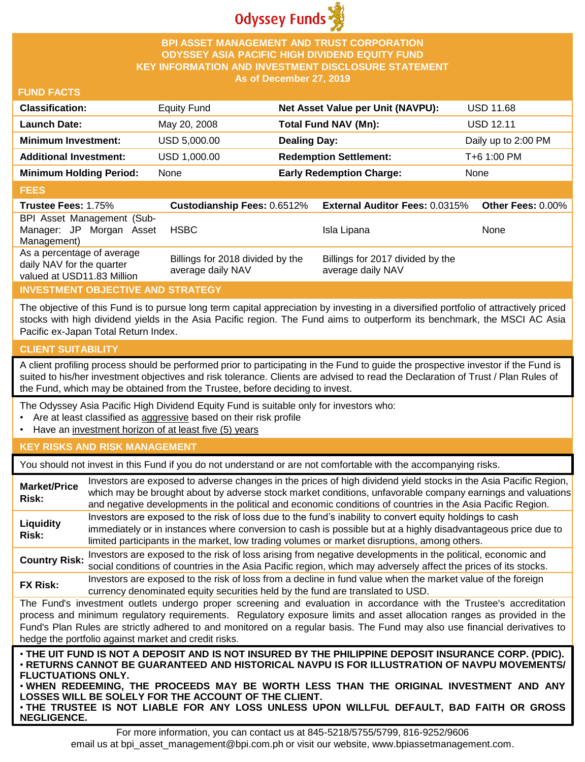Odyssey Funds

# BPI ASSET MANAGEMENT AND TRUST CORPORATION
# ODYSSEY ASIA PACIFIC HIGH DIVIDEND EQUITY FUND
## KEY INFORMATION AND INVESTMENT DISCLOSURE STATEMENT
### As of December 27, 2019

## FUND FACTS

| | | | |
|---|---|---|---|
| **Classification:** | Equity Fund | **Net Asset Value per Unit (NAVPU):** | USD 11.68 |
| **Launch Date:** | May 20, 2008 | **Total Fund NAV (Mn):** | USD 12.11 |
| **Minimum Investment:** | USD 5,000.00 | **Dealing Day:** | Daily up to 2:00 PM |
| **Additional Investment:** | USD 1,000.00 | **Redemption Settlement:** | T+6 1:00 PM |
| **Minimum Holding Period:** | None | **Early Redemption Charge:** | None |

## FEES

| **Trustee Fees:** 1.75% | **Custodianship Fees:** 0.6512% | **External Auditor Fees:** 0.0315% | **Other Fees:** 0.00% |
|---|---|---|---|
| BPI Asset Management (Sub-Manager: JP Morgan Asset Management) | HSBC | Isla Lipana | None |
| As a percentage of average daily NAV for the quarter valued at USD11.83 Million | Billings for 2018 divided by the average daily NAV | Billings for 2017 divided by the average daily NAV | |

## INVESTMENT OBJECTIVE AND STRATEGY

The objective of this Fund is to pursue long term capital appreciation by investing in a diversified portfolio of attractively priced stocks with high dividend yields in the Asia Pacific region. The Fund aims to outperform its benchmark, the MSCI AC Asia Pacific ex-Japan Total Return Index.

## CLIENT SUITABILITY

A client profiling process should be performed prior to participating in the Fund to guide the prospective investor if the Fund is suited to his/her investment objectives and risk tolerance. Clients are advised to read the Declaration of Trust / Plan Rules of the Fund, which may be obtained from the Trustee, before deciding to invest.

The Odyssey Asia Pacific High Dividend Equity Fund is suitable only for investors who:

- Are at least classified as aggressive based on their risk profile
- Have an investment horizon of at least five (5) years

## KEY RISKS AND RISK MANAGEMENT

You should not invest in this Fund if you do not understand or are not comfortable with the accompanying risks.

| | |
|---|---|
| **Market/Price Risk:** | Investors are exposed to adverse changes in the prices of high dividend yield stocks in the Asia Pacific Region, which may be brought about by adverse stock market conditions, unfavorable company earnings and valuations and negative developments in the political and economic conditions of countries in the Asia Pacific Region. |
| **Liquidity Risk:** | Investors are exposed to the risk of loss due to the fund's inability to convert equity holdings to cash immediately or in instances where conversion to cash is possible but at a highly disadvantageous price due to limited participants in the market, low trading volumes or market disruptions, among others. |
| **Country Risk:** | Investors are exposed to the risk of loss arising from negative developments in the political, economic and social conditions of countries in the Asia Pacific region, which may adversely affect the prices of its stocks. |
| **FX Risk:** | Investors are exposed to the risk of loss from a decline in fund value when the market value of the foreign currency denominated equity securities held by the fund are translated to USD. |

The Fund's investment outlets undergo proper screening and evaluation in accordance with the Trustee's accreditation process and minimum regulatory requirements. Regulatory exposure limits and asset allocation ranges as provided in the Fund's Plan Rules are strictly adhered to and monitored on a regular basis. The Fund may also use financial derivatives to hedge the portfolio against market and credit risks.

**• THE UIT FUND IS NOT A DEPOSIT AND IS NOT INSURED BY THE PHILIPPINE DEPOSIT INSURANCE CORP. (PDIC).**
**• RETURNS CANNOT BE GUARANTEED AND HISTORICAL NAVPU IS FOR ILLUSTRATION OF NAVPU MOVEMENTS/ FLUCTUATIONS ONLY.**
**• WHEN REDEEMING, THE PROCEEDS MAY BE WORTH LESS THAN THE ORIGINAL INVESTMENT AND ANY LOSSES WILL BE SOLELY FOR THE ACCOUNT OF THE CLIENT.**
**• THE TRUSTEE IS NOT LIABLE FOR ANY LOSS UNLESS UPON WILLFUL DEFAULT, BAD FAITH OR GROSS NEGLIGENCE.**

For more information, you can contact us at 845-5218/5755/5799, 816-9252/9606
email us at bpi_asset_management@bpi.com.ph or visit our website, www.bpiassetmanagement.com.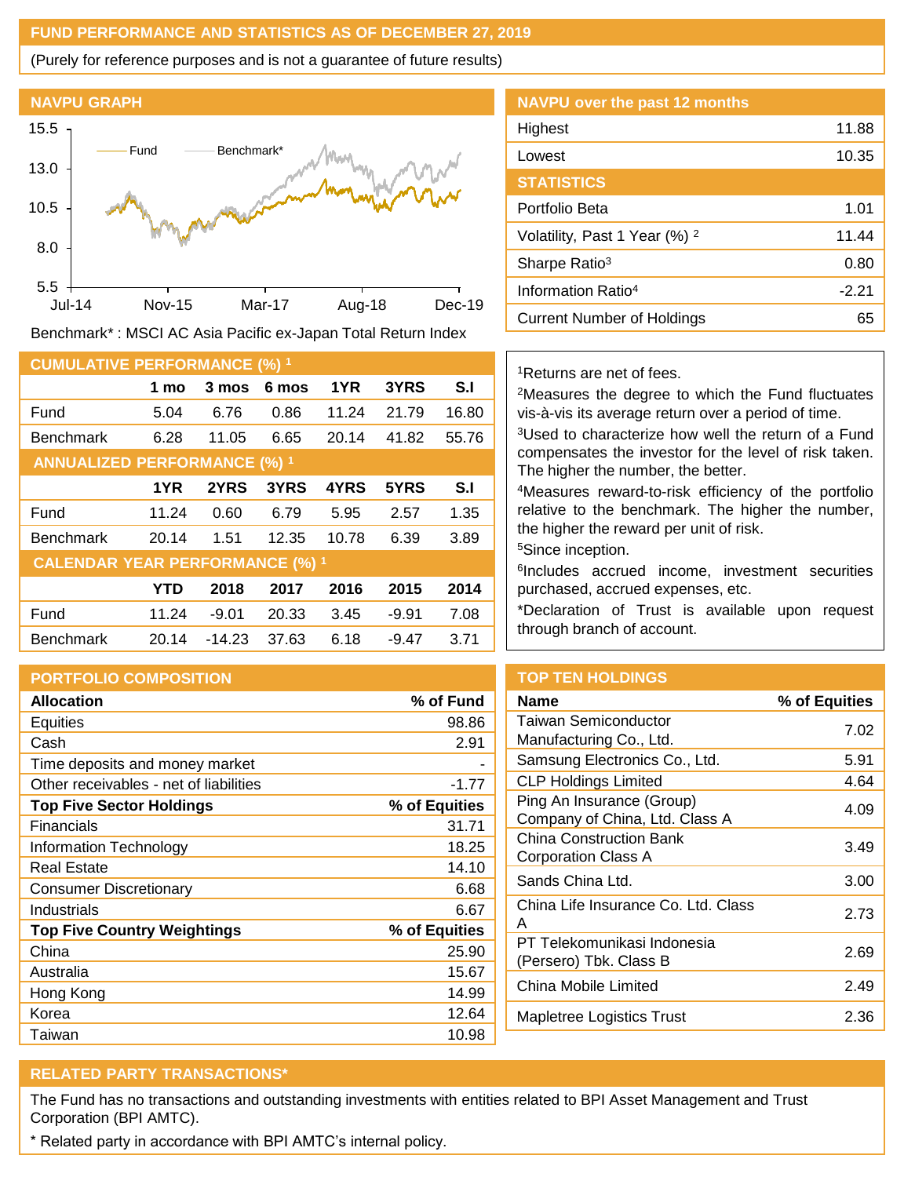## FUND PERFORMANCE AND STATISTICS AS OF DECEMBER 27, 2019

(Purely for reference purposes and is not a guarantee of future results)

### NAVPU GRAPH

Benchmark* : MSCI AC Asia Pacific ex-Japan Total Return Index

### NAVPU over the past 12 months

| | |
|---|---|
| Highest | 11.88 |
| Lowest | 10.35 |

### STATISTICS

| | |
|---|---|
| Portfolio Beta | 1.01 |
| Volatility, Past 1 Year (%) [2] | 11.44 |
| Sharpe Ratio[3] | 0.80 |
| Information Ratio[4] | -2.21 |
| Current Number of Holdings | 65 |

### CUMULATIVE PERFORMANCE (%) [1]

| | 1 mo | 3 mos | 6 mos | 1YR | 3YRS | S.I |
|---|---|---|---|---|---|---|
| Fund | 5.04 | 6.76 | 0.86 | 11.24 | 21.79 | 16.80 |
| Benchmark | 6.28 | 11.05 | 6.65 | 20.14 | 41.82 | 55.76 |

### ANNUALIZED PERFORMANCE (%) [1]

| | 1YR | 2YRS | 3YRS | 4YRS | 5YRS | S.I |
|---|---|---|---|---|---|---|
| Fund | 11.24 | 0.60 | 6.79 | 5.95 | 2.57 | 1.35 |
| Benchmark | 20.14 | 1.51 | 12.35 | 10.78 | 6.39 | 3.89 |

### CALENDAR YEAR PERFORMANCE (%) [1]

| | YTD | 2018 | 2017 | 2016 | 2015 | 2014 |
|---|---|---|---|---|---|---|
| Fund | 11.24 | -9.01 | 20.33 | 3.45 | -9.91 | 7.08 |
| Benchmark | 20.14 | -14.23 | 37.63 | 6.18 | -9.47 | 3.71 |

[1]Returns are net of fees.

[2]Measures the degree to which the Fund fluctuates vis-à-vis its average return over a period of time.

[3]Used to characterize how well the return of a Fund compensates the investor for the level of risk taken. The higher the number, the better.

[4]Measures reward-to-risk efficiency of the portfolio relative to the benchmark. The higher the number, the higher the reward per unit of risk.

[5]Since inception.

[6]Includes accrued income, investment securities purchased, accrued expenses, etc.

*Declaration of Trust is available upon request through branch of account.

### PORTFOLIO COMPOSITION

| **Allocation** | **% of Fund** |
|---|---|
| Equities | 98.86 |
| Cash | 2.91 |
| Time deposits and money market | - |
| Other receivables - net of liabilities | -1.77 |
| **Top Five Sector Holdings** | **% of Equities** |
| Financials | 31.71 |
| Information Technology | 18.25 |
| Real Estate | 14.10 |
| Consumer Discretionary | 6.68 |
| Industrials | 6.67 |
| **Top Five Country Weightings** | **% of Equities** |
| China | 25.90 |
| Australia | 15.67 |
| Hong Kong | 14.99 |
| Korea | 12.64 |
| Taiwan | 10.98 |

### TOP TEN HOLDINGS

| Name | % of Equities |
|---|---|
| Taiwan Semiconductor Manufacturing Co., Ltd. | 7.02 |
| Samsung Electronics Co., Ltd. | 5.91 |
| CLP Holdings Limited | 4.64 |
| Ping An Insurance (Group) Company of China, Ltd. Class A | 4.09 |
| China Construction Bank Corporation Class A | 3.49 |
| Sands China Ltd. | 3.00 |
| China Life Insurance Co. Ltd. Class A | 2.73 |
| PT Telekomunikasi Indonesia (Persero) Tbk. Class B | 2.69 |
| China Mobile Limited | 2.49 |
| Mapletree Logistics Trust | 2.36 |

### RELATED PARTY TRANSACTIONS*

The Fund has no transactions and outstanding investments with entities related to BPI Asset Management and Trust Corporation (BPI AMTC).

* Related party in accordance with BPI AMTC's internal policy.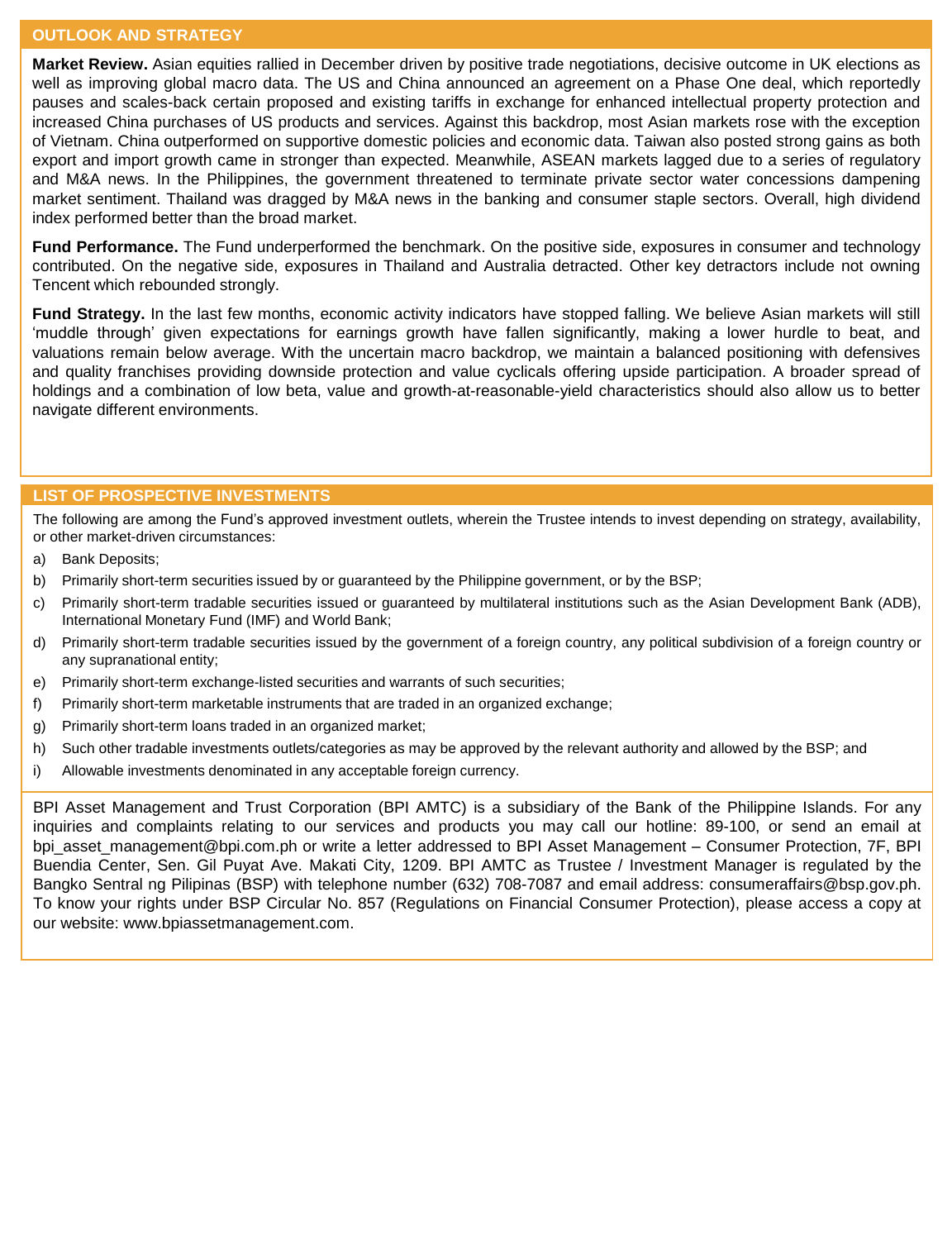## OUTLOOK AND STRATEGY

**Market Review.** Asian equities rallied in December driven by positive trade negotiations, decisive outcome in UK elections as well as improving global macro data. The US and China announced an agreement on a Phase One deal, which reportedly pauses and scales-back certain proposed and existing tariffs in exchange for enhanced intellectual property protection and increased China purchases of US products and services. Against this backdrop, most Asian markets rose with the exception of Vietnam. China outperformed on supportive domestic policies and economic data. Taiwan also posted strong gains as both export and import growth came in stronger than expected. Meanwhile, ASEAN markets lagged due to a series of regulatory and M&A news. In the Philippines, the government threatened to terminate private sector water concessions dampening market sentiment. Thailand was dragged by M&A news in the banking and consumer staple sectors. Overall, high dividend index performed better than the broad market.

**Fund Performance.** The Fund underperformed the benchmark. On the positive side, exposures in consumer and technology contributed. On the negative side, exposures in Thailand and Australia detracted. Other key detractors include not owning Tencent which rebounded strongly.

**Fund Strategy.** In the last few months, economic activity indicators have stopped falling. We believe Asian markets will still 'muddle through' given expectations for earnings growth have fallen significantly, making a lower hurdle to beat, and valuations remain below average. With the uncertain macro backdrop, we maintain a balanced positioning with defensives and quality franchises providing downside protection and value cyclicals offering upside participation. A broader spread of holdings and a combination of low beta, value and growth-at-reasonable-yield characteristics should also allow us to better navigate different environments.

## LIST OF PROSPECTIVE INVESTMENTS

The following are among the Fund's approved investment outlets, wherein the Trustee intends to invest depending on strategy, availability, or other market-driven circumstances:

a) Bank Deposits;
b) Primarily short-term securities issued by or guaranteed by the Philippine government, or by the BSP;
c) Primarily short-term tradable securities issued or guaranteed by multilateral institutions such as the Asian Development Bank (ADB), International Monetary Fund (IMF) and World Bank;
d) Primarily short-term tradable securities issued by the government of a foreign country, any political subdivision of a foreign country or any supranational entity;
e) Primarily short-term exchange-listed securities and warrants of such securities;
f) Primarily short-term marketable instruments that are traded in an organized exchange;
g) Primarily short-term loans traded in an organized market;
h) Such other tradable investments outlets/categories as may be approved by the relevant authority and allowed by the BSP; and
i) Allowable investments denominated in any acceptable foreign currency.

BPI Asset Management and Trust Corporation (BPI AMTC) is a subsidiary of the Bank of the Philippine Islands. For any inquiries and complaints relating to our services and products you may call our hotline: 89-100, or send an email at bpi_asset_management@bpi.com.ph or write a letter addressed to BPI Asset Management – Consumer Protection, 7F, BPI Buendia Center, Sen. Gil Puyat Ave. Makati City, 1209. BPI AMTC as Trustee / Investment Manager is regulated by the Bangko Sentral ng Pilipinas (BSP) with telephone number (632) 708-7087 and email address: consumeraffairs@bsp.gov.ph. To know your rights under BSP Circular No. 857 (Regulations on Financial Consumer Protection), please access a copy at our website: www.bpiassetmanagement.com.